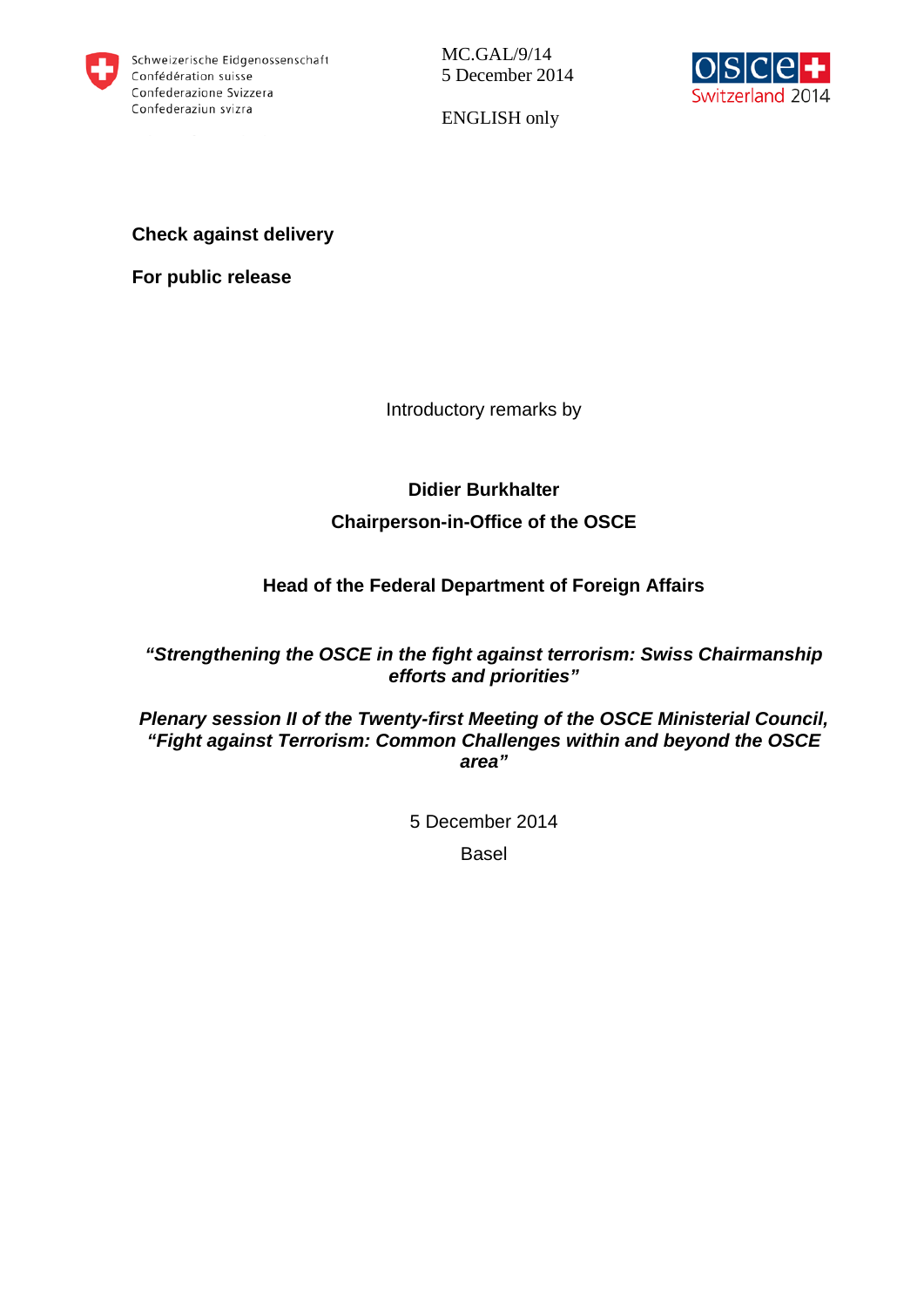Schweizerische Eidgenossenschaft
Confédération suisse
Confederazione Svizzera
Confederaziun svizra

MC.GAL/9/14
5 December 2014

ENGLISH only

OSCE Switzerland 2014

**Check against delivery**

**For public release**

Introductory remarks by

**Didier Burkhalter**

**Chairperson-in-Office of the OSCE**

**Head of the Federal Department of Foreign Affairs**

***"Strengthening the OSCE in the fight against terrorism: Swiss Chairmanship efforts and priorities"***

***Plenary session II of the Twenty-first Meeting of the OSCE Ministerial Council, "Fight against Terrorism: Common Challenges within and beyond the OSCE area"***

5 December 2014

Basel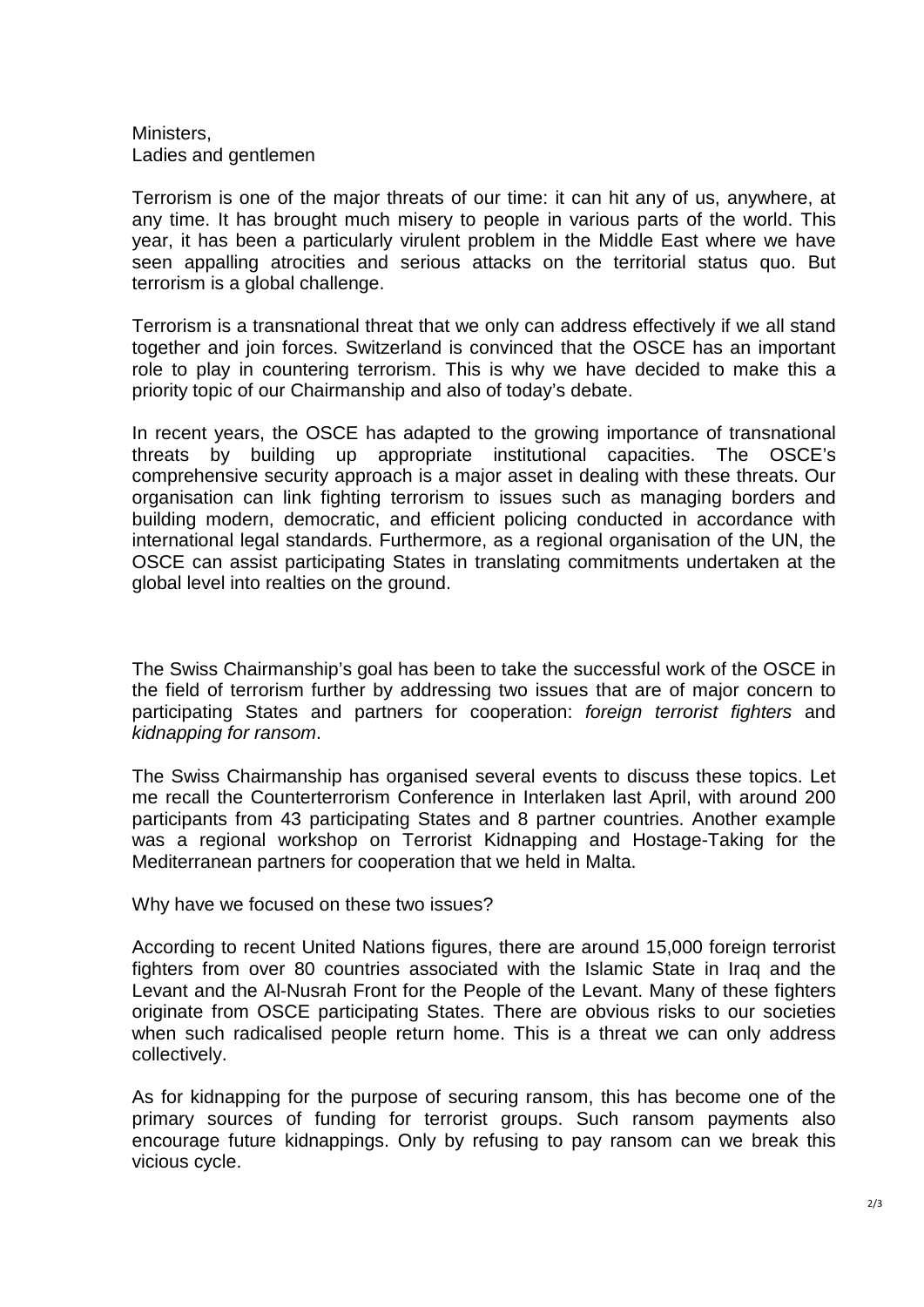Ministers,
Ladies and gentlemen

Terrorism is one of the major threats of our time: it can hit any of us, anywhere, at any time. It has brought much misery to people in various parts of the world. This year, it has been a particularly virulent problem in the Middle East where we have seen appalling atrocities and serious attacks on the territorial status quo. But terrorism is a global challenge.

Terrorism is a transnational threat that we only can address effectively if we all stand together and join forces. Switzerland is convinced that the OSCE has an important role to play in countering terrorism. This is why we have decided to make this a priority topic of our Chairmanship and also of today's debate.

In recent years, the OSCE has adapted to the growing importance of transnational threats by building up appropriate institutional capacities. The OSCE's comprehensive security approach is a major asset in dealing with these threats. Our organisation can link fighting terrorism to issues such as managing borders and building modern, democratic, and efficient policing conducted in accordance with international legal standards. Furthermore, as a regional organisation of the UN, the OSCE can assist participating States in translating commitments undertaken at the global level into realties on the ground.

The Swiss Chairmanship's goal has been to take the successful work of the OSCE in the field of terrorism further by addressing two issues that are of major concern to participating States and partners for cooperation: *foreign terrorist fighters* and *kidnapping for ransom*.

The Swiss Chairmanship has organised several events to discuss these topics. Let me recall the Counterterrorism Conference in Interlaken last April, with around 200 participants from 43 participating States and 8 partner countries. Another example was a regional workshop on Terrorist Kidnapping and Hostage-Taking for the Mediterranean partners for cooperation that we held in Malta.

Why have we focused on these two issues?

According to recent United Nations figures, there are around 15,000 foreign terrorist fighters from over 80 countries associated with the Islamic State in Iraq and the Levant and the Al-Nusrah Front for the People of the Levant. Many of these fighters originate from OSCE participating States. There are obvious risks to our societies when such radicalised people return home. This is a threat we can only address collectively.

As for kidnapping for the purpose of securing ransom, this has become one of the primary sources of funding for terrorist groups. Such ransom payments also encourage future kidnappings. Only by refusing to pay ransom can we break this vicious cycle.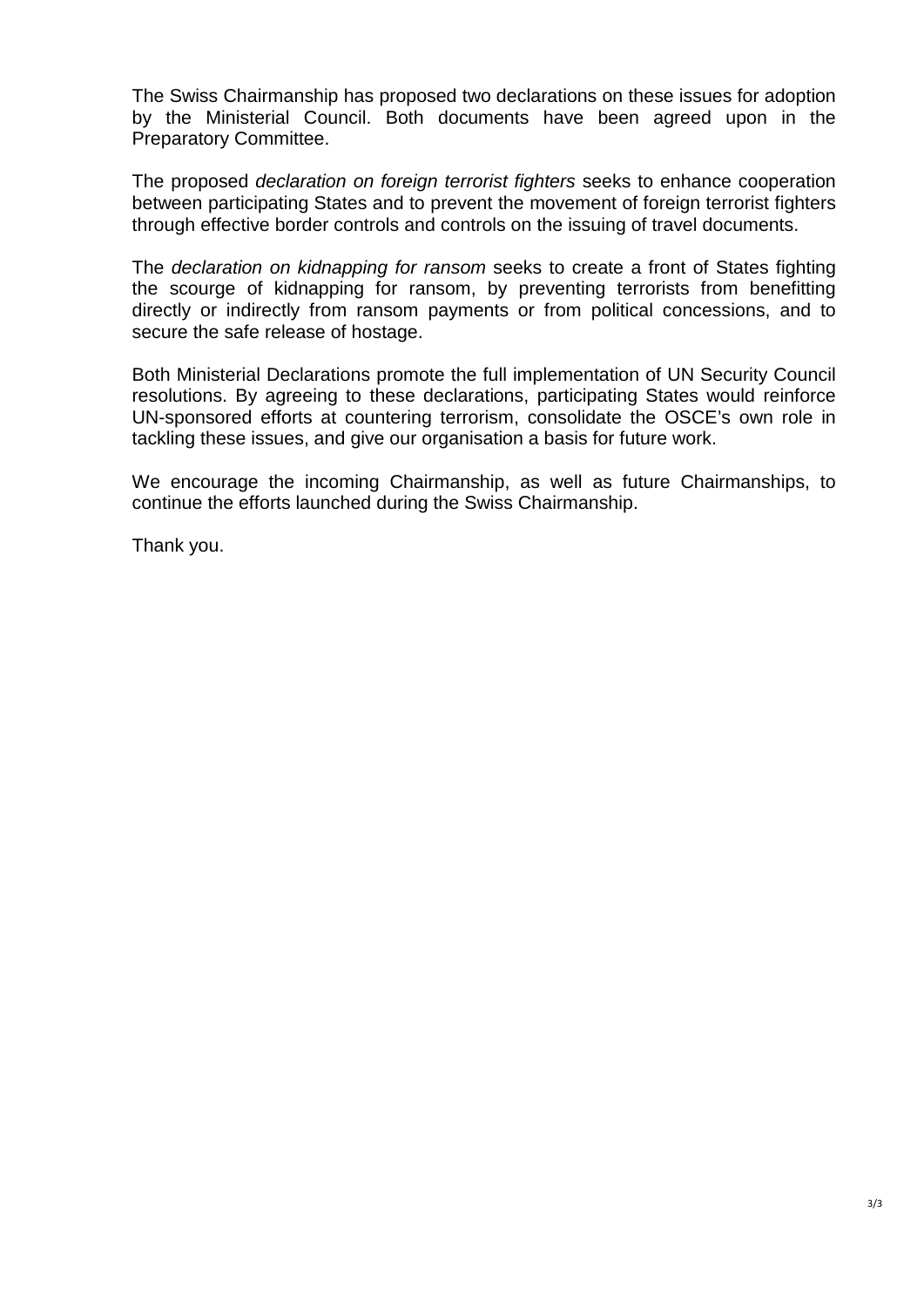The Swiss Chairmanship has proposed two declarations on these issues for adoption by the Ministerial Council. Both documents have been agreed upon in the Preparatory Committee.

The proposed *declaration on foreign terrorist fighters* seeks to enhance cooperation between participating States and to prevent the movement of foreign terrorist fighters through effective border controls and controls on the issuing of travel documents.

The *declaration on kidnapping for ransom* seeks to create a front of States fighting the scourge of kidnapping for ransom, by preventing terrorists from benefitting directly or indirectly from ransom payments or from political concessions, and to secure the safe release of hostage.

Both Ministerial Declarations promote the full implementation of UN Security Council resolutions. By agreeing to these declarations, participating States would reinforce UN-sponsored efforts at countering terrorism, consolidate the OSCE's own role in tackling these issues, and give our organisation a basis for future work.

We encourage the incoming Chairmanship, as well as future Chairmanships, to continue the efforts launched during the Swiss Chairmanship.

Thank you.